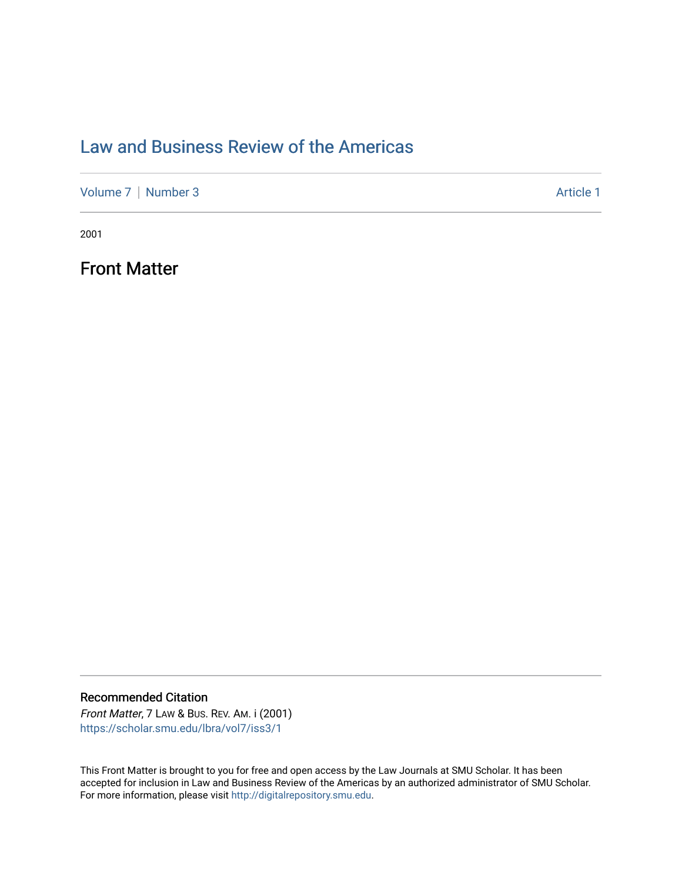# Law and Business Review of the Americas

Volume 7 | Number 3 — Article 1

2001

## Front Matter

### Recommended Citation

*Front Matter*, 7 Law & Bus. Rev. Am. i (2001)
https://scholar.smu.edu/lbra/vol7/iss3/1

This Front Matter is brought to you for free and open access by the Law Journals at SMU Scholar. It has been accepted for inclusion in Law and Business Review of the Americas by an authorized administrator of SMU Scholar. For more information, please visit http://digitalrepository.smu.edu.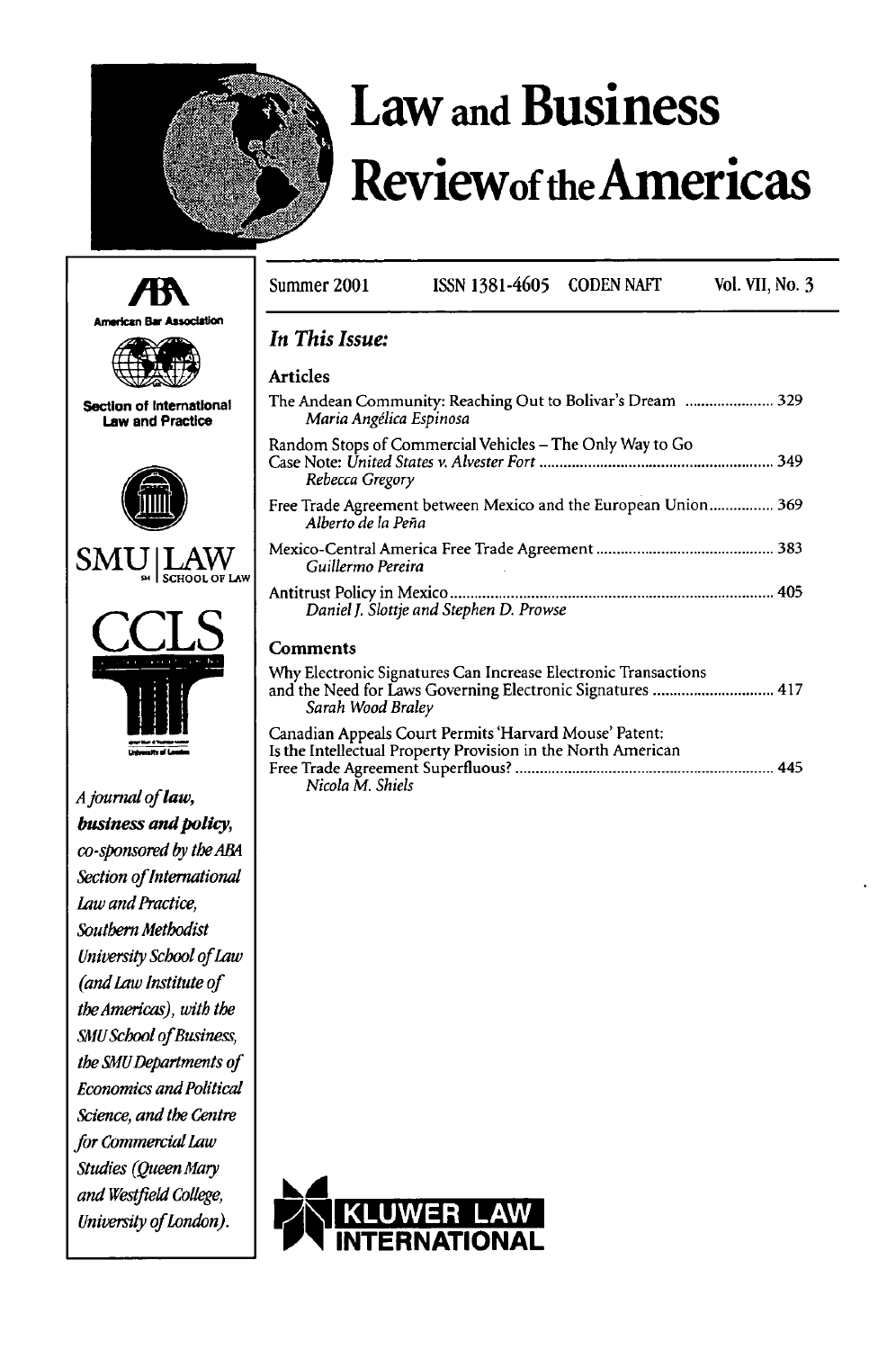# Law and Business Review of the Americas

Summer 2001 ISSN 1381-4605 CODEN NAFT Vol. VII, No. 3

American Bar Association

Section of International Law and Practice

SMU | LAW SCHOOL OF LAW

CCLS

*A journal of **law, business and policy**, co-sponsored by the ABA Section of International Law and Practice, Southern Methodist University School of Law (and Law Institute of the Americas), with the SMU School of Business, the SMU Departments of Economics and Political Science, and the Centre for Commercial Law Studies (Queen Mary and Westfield College, University of London).*

## *In This Issue:*

### Articles

The Andean Community: Reaching Out to Bolivar's Dream ...................... 329
*Maria Angélica Espinosa*

Random Stops of Commercial Vehicles – The Only Way to Go
Case Note: *United States v. Alvester Fort* ........................................................ 349
*Rebecca Gregory*

Free Trade Agreement between Mexico and the European Union................ 369
*Alberto de la Peña*

Mexico-Central America Free Trade Agreement ........................................... 383
*Guillermo Pereira*

Antitrust Policy in Mexico ................................................................................. 405
*Daniel J. Slottje and Stephen D. Prowse*

### Comments

Why Electronic Signatures Can Increase Electronic Transactions and the Need for Laws Governing Electronic Signatures ............................. 417
*Sarah Wood Braley*

Canadian Appeals Court Permits 'Harvard Mouse' Patent: Is the Intellectual Property Provision in the North American Free Trade Agreement Superfluous? ............................................................... 445
*Nicola M. Shiels*

KLUWER LAW INTERNATIONAL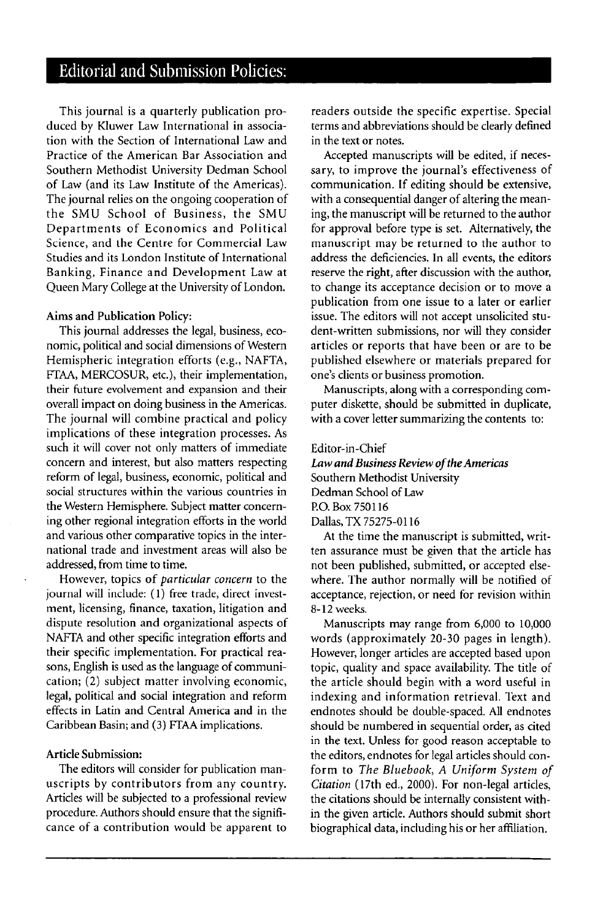# Editorial and Submission Policies:

This journal is a quarterly publication produced by Kluwer Law International in association with the Section of International Law and Practice of the American Bar Association and Southern Methodist University Dedman School of Law (and its Law Institute of the Americas). The journal relies on the ongoing cooperation of the SMU School of Business, the SMU Departments of Economics and Political Science, and the Centre for Commercial Law Studies and its London Institute of International Banking, Finance and Development Law at Queen Mary College at the University of London.

**Aims and Publication Policy:**

This journal addresses the legal, business, economic, political and social dimensions of Western Hemispheric integration efforts (e.g., NAFTA, FTAA, MERCOSUR, etc.), their implementation, their future evolvement and expansion and their overall impact on doing business in the Americas. The journal will combine practical and policy implications of these integration processes. As such it will cover not only matters of immediate concern and interest, but also matters respecting reform of legal, business, economic, political and social structures within the various countries in the Western Hemisphere. Subject matter concerning other regional integration efforts in the world and various other comparative topics in the international trade and investment areas will also be addressed, from time to time.

However, topics of *particular concern* to the journal will include: (1) free trade, direct investment, licensing, finance, taxation, litigation and dispute resolution and organizational aspects of NAFTA and other specific integration efforts and their specific implementation. For practical reasons, English is used as the language of communication; (2) subject matter involving economic, legal, political and social integration and reform effects in Latin and Central America and in the Caribbean Basin; and (3) FTAA implications.

**Article Submission:**

The editors will consider for publication manuscripts by contributors from any country. Articles will be subjected to a professional review procedure. Authors should ensure that the significance of a contribution would be apparent to readers outside the specific expertise. Special terms and abbreviations should be clearly defined in the text or notes.

Accepted manuscripts will be edited, if necessary, to improve the journal's effectiveness of communication. If editing should be extensive, with a consequential danger of altering the meaning, the manuscript will be returned to the author for approval before type is set. Alternatively, the manuscript may be returned to the author to address the deficiencies. In all events, the editors reserve the right, after discussion with the author, to change its acceptance decision or to move a publication from one issue to a later or earlier issue. The editors will not accept unsolicited student-written submissions, nor will they consider articles or reports that have been or are to be published elsewhere or materials prepared for one's clients or business promotion.

Manuscripts, along with a corresponding computer diskette, should be submitted in duplicate, with a cover letter summarizing the contents to:

Editor-in-Chief
***Law and Business Review of the Americas***
Southern Methodist University
Dedman School of Law
P.O. Box 750116
Dallas, TX 75275-0116

At the time the manuscript is submitted, written assurance must be given that the article has not been published, submitted, or accepted elsewhere. The author normally will be notified of acceptance, rejection, or need for revision within 8-12 weeks.

Manuscripts may range from 6,000 to 10,000 words (approximately 20-30 pages in length). However, longer articles are accepted based upon topic, quality and space availability. The title of the article should begin with a word useful in indexing and information retrieval. Text and endnotes should be double-spaced. All endnotes should be numbered in sequential order, as cited in the text. Unless for good reason acceptable to the editors, endnotes for legal articles should conform to *The Bluebook, A Uniform System of Citation* (17th ed., 2000). For non-legal articles, the citations should be internally consistent within the given article. Authors should submit short biographical data, including his or her affiliation.